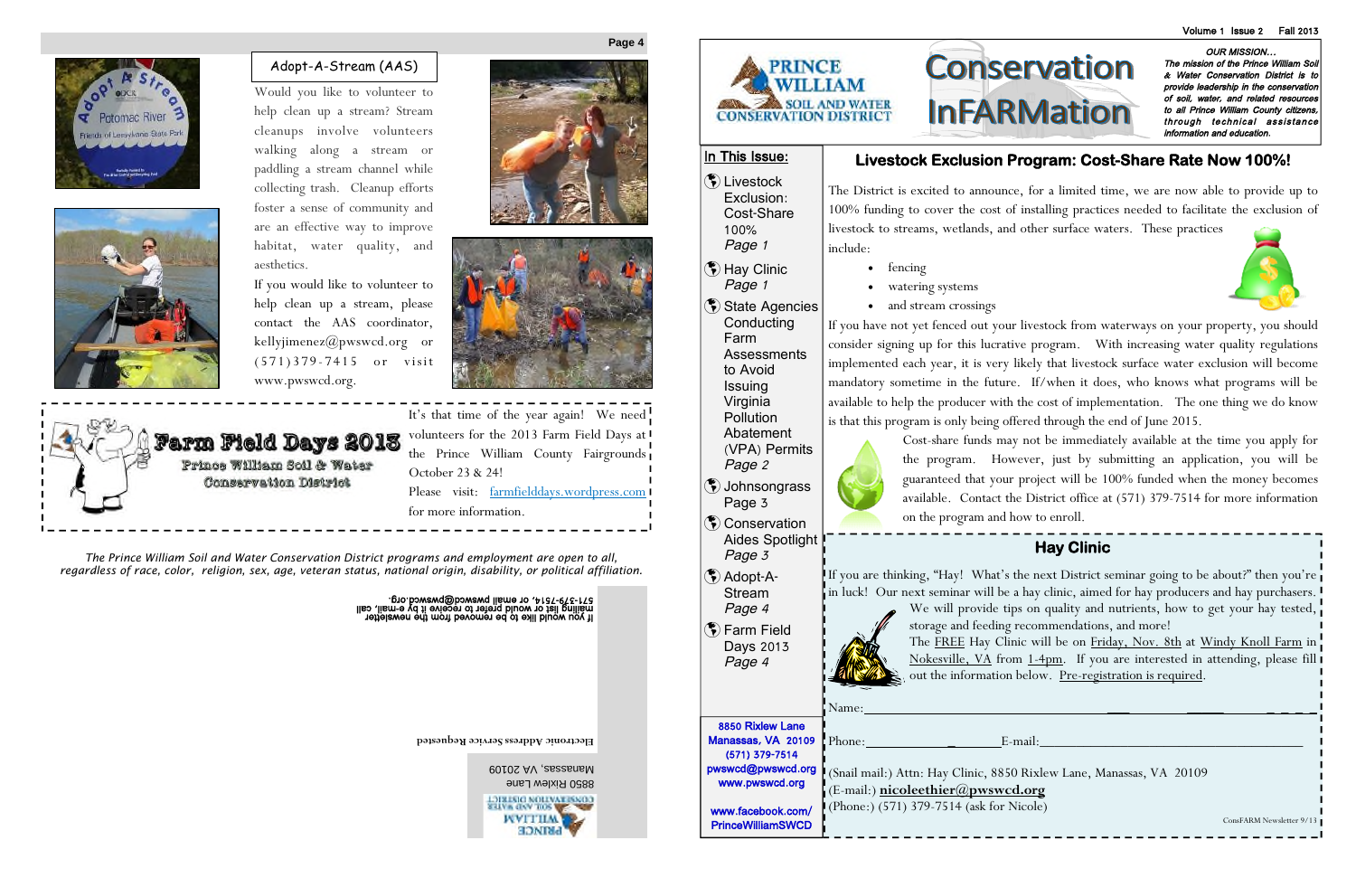## Adopt-A-Stream (AAS)

Would you like to volunteer to help clean up a stream? Stream cleanups involve volunteers walking along a stream or paddling a stream channel while collecting trash. Cleanup efforts foster a sense of community and are an effective way to improve habitat, water quality, and aesthetics.

If you would like to volunteer to help clean up a stream, please contact the AAS coordinator, kellyjimenez@pwswcd.org or (571)379-7415 or visit www.pwswcd.org.

## Farm Field Days 2013

Prince William Soil & Water Conservation District

It's that time of the year again! We need volunteers for the 2013 Farm Field Days at the Prince William County Fairgrounds October 23 & 24!

Please visit: farmfielddays.wordpress.com for more information.

*The Prince William Soil and Water Conservation District programs and employment are open to all, regardless of race, color, religion, sex, age, veteran status, national origin, disability, or political affiliation.*

If you would like to be removed from the newsletter mailing list or would prefer to receive it by e-mail, call 571-379-7514, or email pwswcd@pwswcd.org.

Prince William Soil and Water Conservation District
8850 Rixlew Lane
Manassas, VA 20109

**Electronic Address Service Requested**

---

# Conservation InFARMation

Prince William Soil and Water Conservation District

Volume 1 Issue 2 Fall 2013

***OUR MISSION…***
***The mission of the Prince William Soil & Water Conservation District is to provide leadership in the conservation of soil, water, and related resources to all Prince William County citizens, through technical assistance information and education.***

### In This Issue:

- Livestock Exclusion: Cost-Share 100% *Page 1*
- Hay Clinic *Page 1*
- State Agencies Conducting Farm Assessments to Avoid Issuing Virginia Pollution Abatement (VPA) Permits *Page 2*
- Johnsongrass Page 3
- Conservation Aides Spotlight *Page 3*
- Adopt-A-Stream *Page 4*
- Farm Field Days 2013 *Page 4*

**8850 Rixlew Lane**
**Manassas, VA 20109**
**(571) 379-7514**
**pwswcd@pwswcd.org**
**www.pwswcd.org**

**www.facebook.com/PrinceWilliamSWCD**

## Livestock Exclusion Program: Cost-Share Rate Now 100%!

The District is excited to announce, for a limited time, we are now able to provide up to 100% funding to cover the cost of installing practices needed to facilitate the exclusion of livestock to streams, wetlands, and other surface waters. These practices include:

- fencing
- watering systems
- and stream crossings

If you have not yet fenced out your livestock from waterways on your property, you should consider signing up for this lucrative program. With increasing water quality regulations implemented each year, it is very likely that livestock surface water exclusion will become mandatory sometime in the future. If/when it does, who knows what programs will be available to help the producer with the cost of implementation. The one thing we do know is that this program is only being offered through the end of June 2015.

Cost-share funds may not be immediately available at the time you apply for the program. However, just by submitting an application, you will be guaranteed that your project will be 100% funded when the money becomes available. Contact the District office at (571) 379-7514 for more information on the program and how to enroll.

## Hay Clinic

If you are thinking, "Hay! What's the next District seminar going to be about?" then you're in luck! Our next seminar will be a hay clinic, aimed for hay producers and hay purchasers. We will provide tips on quality and nutrients, how to get your hay tested, storage and feeding recommendations, and more!

The FREE Hay Clinic will be on Friday, Nov. 8th at Windy Knoll Farm in Nokesville, VA from 1-4pm. If you are interested in attending, please fill out the information below. Pre-registration is required.

Name: ______________________________________________

Phone: ________________ E-mail: ________________________

(Snail mail:) Attn: Hay Clinic, 8850 Rixlew Lane, Manassas, VA 20109
(E-mail:) **nicoleethier@pwswcd.org**
(Phone:) (571) 379-7514 (ask for Nicole)

ConsFARM Newsletter 9/13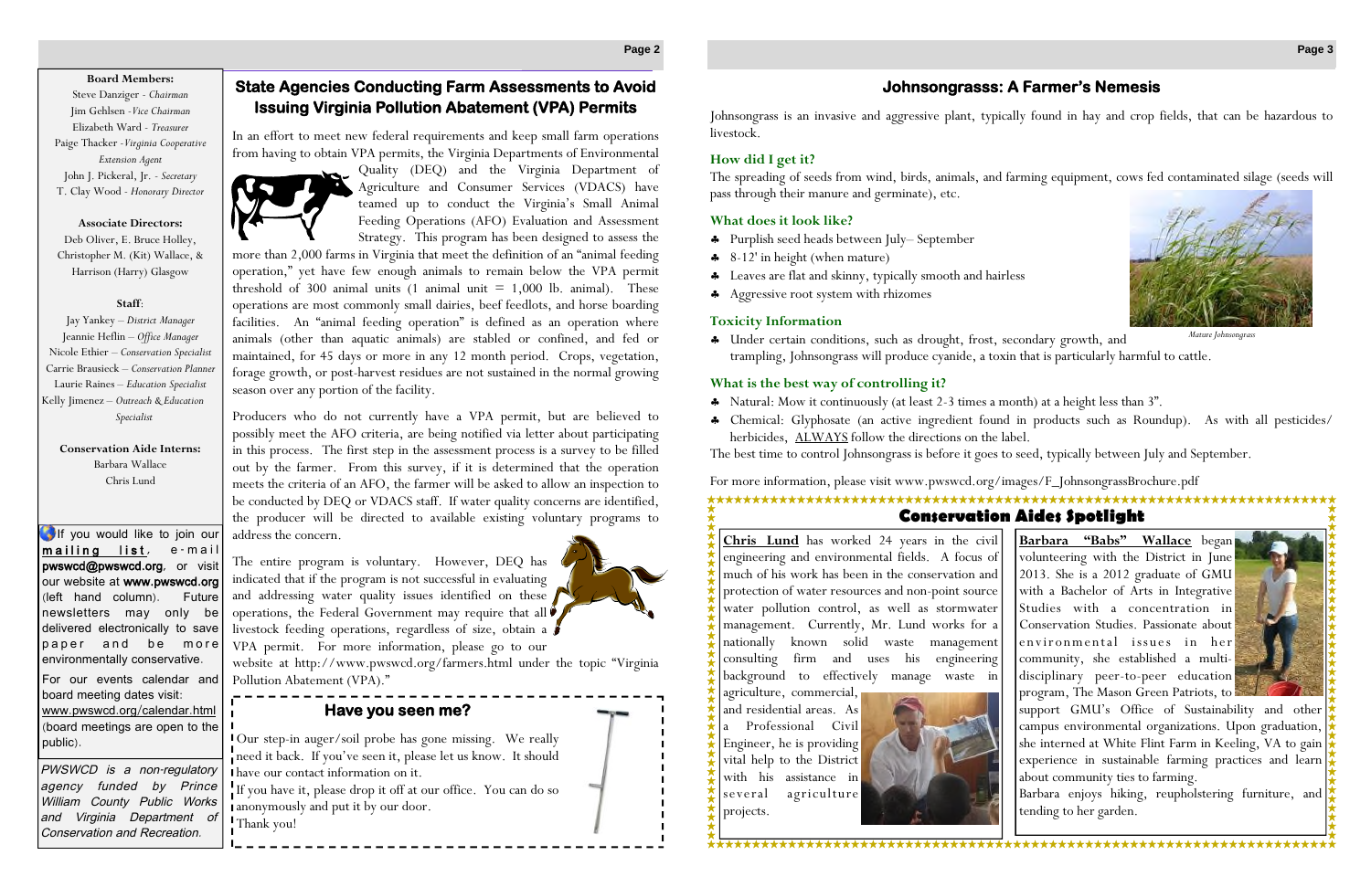**Board Members:**

Steve Danziger - *Chairman*
Jim Gehlsen -*Vice Chairman*
Elizabeth Ward - *Treasurer*
Paige Thacker -*Virginia Cooperative Extension Agent*
John J. Pickeral, Jr. - *Secretary*
T. Clay Wood - *Honorary Director*

**Associate Directors:**

Deb Oliver, E. Bruce Holley, Christopher M. (Kit) Wallace, & Harrison (Harry) Glasgow

**Staff**:

Jay Yankey – *District Manager*
Jeannie Heflin – *Office Manager*
Nicole Ethier – *Conservation Specialist*
Carrie Brausieck – *Conservation Planner*
Laurie Raines – *Education Specialist*
Kelly Jimenez – *Outreach & Education Specialist*

**Conservation Aide Interns:**

Barbara Wallace
Chris Lund

If you would like to join our **mailing list**, e-mail **pwswcd@pwswcd.org**, or visit our website at **www.pwswcd.org** (left hand column). Future newsletters may only be delivered electronically to save paper and be more environmentally conservative.

For our events calendar and board meeting dates visit: www.pwswcd.org/calendar.html (board meetings are open to the public).

*PWSWCD is a non-regulatory agency funded by Prince William County Public Works and Virginia Department of Conservation and Recreation.*

## State Agencies Conducting Farm Assessments to Avoid Issuing Virginia Pollution Abatement (VPA) Permits

In an effort to meet new federal requirements and keep small farm operations from having to obtain VPA permits, the Virginia Departments of Environmental Quality (DEQ) and the Virginia Department of Agriculture and Consumer Services (VDACS) have teamed up to conduct the Virginia's Small Animal Feeding Operations (AFO) Evaluation and Assessment Strategy. This program has been designed to assess the more than 2,000 farms in Virginia that meet the definition of an "animal feeding operation," yet have few enough animals to remain below the VPA permit threshold of 300 animal units (1 animal unit = 1,000 lb. animal). These operations are most commonly small dairies, beef feedlots, and horse boarding facilities. An "animal feeding operation" is defined as an operation where animals (other than aquatic animals) are stabled or confined, and fed or maintained, for 45 days or more in any 12 month period. Crops, vegetation, forage growth, or post-harvest residues are not sustained in the normal growing season over any portion of the facility.

Producers who do not currently have a VPA permit, but are believed to possibly meet the AFO criteria, are being notified via letter about participating in this process. The first step in the assessment process is a survey to be filled out by the farmer. From this survey, if it is determined that the operation meets the criteria of an AFO, the farmer will be asked to allow an inspection to be conducted by DEQ or VDACS staff. If water quality concerns are identified, the producer will be directed to available existing voluntary programs to address the concern.

The entire program is voluntary. However, DEQ has indicated that if the program is not successful in evaluating and addressing water quality issues identified on these operations, the Federal Government may require that all livestock feeding operations, regardless of size, obtain a VPA permit. For more information, please go to our website at http://www.pwswcd.org/farmers.html under the topic "Virginia Pollution Abatement (VPA)."

### Have you seen me?

Our step-in auger/soil probe has gone missing. We really need it back. If you've seen it, please let us know. It should have our contact information on it.

If you have it, please drop it off at our office. You can do so anonymously and put it by our door.

Thank you!

## Johnsongrasss: A Farmer's Nemesis

Johnsongrass is an invasive and aggressive plant, typically found in hay and crop fields, that can be hazardous to livestock.

### How did I get it?

The spreading of seeds from wind, birds, animals, and farming equipment, cows fed contaminated silage (seeds will pass through their manure and germinate), etc.

### What does it look like?

- Purplish seed heads between July– September
- 8-12' in height (when mature)
- Leaves are flat and skinny, typically smooth and hairless
- Aggressive root system with rhizomes

*Mature Johnsongrass*

### Toxicity Information

- Under certain conditions, such as drought, frost, secondary growth, and trampling, Johnsongrass will produce cyanide, a toxin that is particularly harmful to cattle.

### What is the best way of controlling it?

- Natural: Mow it continuously (at least 2-3 times a month) at a height less than 3".
- Chemical: Glyphosate (an active ingredient found in products such as Roundup). As with all pesticides/ herbicides, ALWAYS follow the directions on the label.

The best time to control Johnsongrass is before it goes to seed, typically between July and September.

For more information, please visit www.pwswcd.org/images/F_JohnsongrassBrochure.pdf

## Conservation Aides Spotlight

**Chris Lund** has worked 24 years in the civil engineering and environmental fields. A focus of much of his work has been in the conservation and protection of water resources and non-point source water pollution control, as well as stormwater management. Currently, Mr. Lund works for a nationally known solid waste management consulting firm and uses his engineering background to effectively manage waste in agriculture, commercial, and residential areas. As a Professional Civil Engineer, he is providing vital help to the District with his assistance in several agriculture projects.

**Barbara "Babs" Wallace** began volunteering with the District in June 2013. She is a 2012 graduate of GMU with a Bachelor of Arts in Integrative Studies with a concentration in Conservation Studies. Passionate about environmental issues in her community, she established a multi-disciplinary peer-to-peer education program, The Mason Green Patriots, to support GMU's Office of Sustainability and other campus environmental organizations. Upon graduation, she interned at White Flint Farm in Keeling, VA to gain experience in sustainable farming practices and learn about community ties to farming.

Barbara enjoys hiking, reupholstering furniture, and tending to her garden.